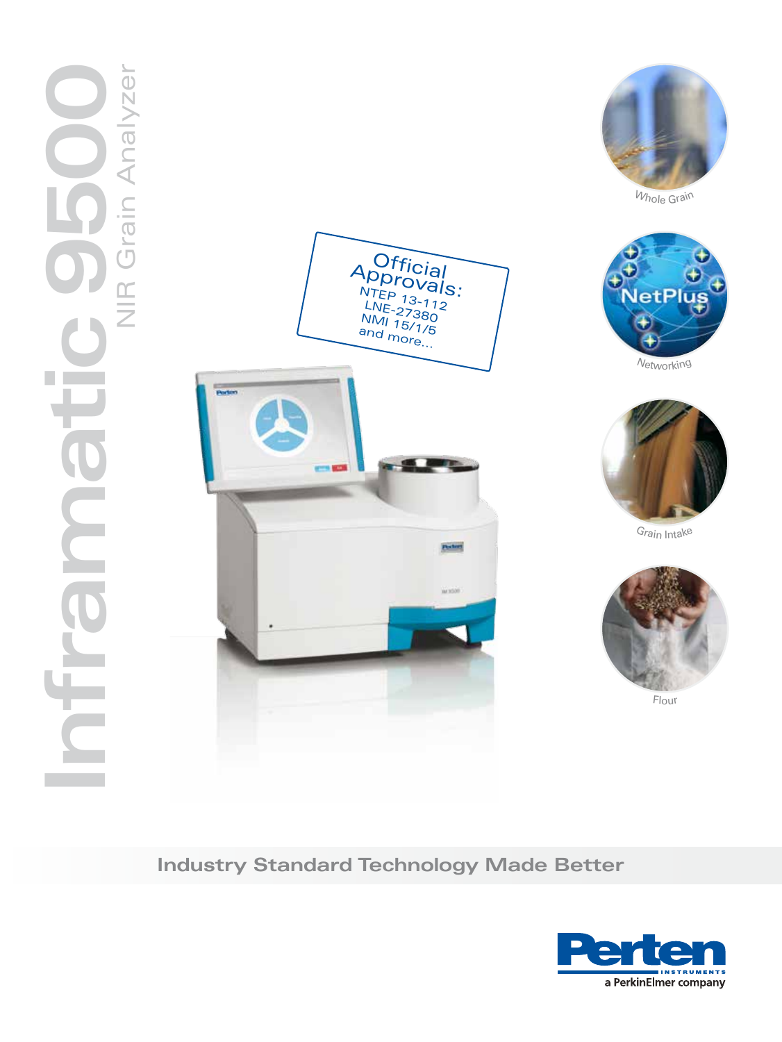# Inframatic 9500

## NIR Grain Analyzer

Official Approvals:
NTEP 13-112
LNE-27380
NMI 15/1/5
and more...

Whole Grain

Networking

Grain Intake

Flour

**Industry Standard Technology Made Better**

Perten Instruments
a PerkinElmer company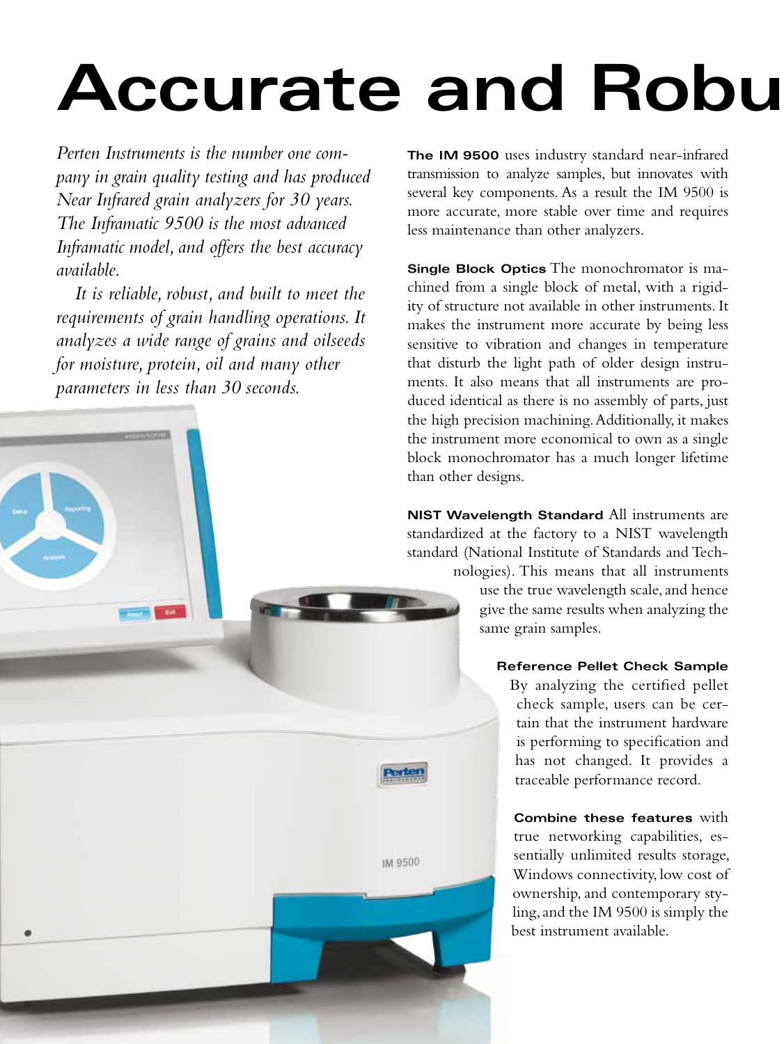# Accurate and Robu

*Perten Instruments is the number one company in grain quality testing and has produced Near Infrared grain analyzers for 30 years. The Inframatic 9500 is the most advanced Inframatic model, and offers the best accuracy available.*

*It is reliable, robust, and built to meet the requirements of grain handling operations. It analyzes a wide range of grains and oilseeds for moisture, protein, oil and many other parameters in less than 30 seconds.*

**The IM 9500** uses industry standard near-infrared transmission to analyze samples, but innovates with several key components. As a result the IM 9500 is more accurate, more stable over time and requires less maintenance than other analyzers.

**Single Block Optics** The monochromator is machined from a single block of metal, with a rigidity of structure not available in other instruments. It makes the instrument more accurate by being less sensitive to vibration and changes in temperature that disturb the light path of older design instruments. It also means that all instruments are produced identical as there is no assembly of parts, just the high precision machining. Additionally, it makes the instrument more economical to own as a single block monochromator has a much longer lifetime than other designs.

**NIST Wavelength Standard** All instruments are standardized at the factory to a NIST wavelength standard (National Institute of Standards and Technologies). This means that all instruments use the true wavelength scale, and hence give the same results when analyzing the same grain samples.

**Reference Pellet Check Sample** By analyzing the certified pellet check sample, users can be certain that the instrument hardware is performing to specification and has not changed. It provides a traceable performance record.

**Combine these features** with true networking capabilities, essentially unlimited results storage, Windows connectivity, low cost of ownership, and contemporary styling, and the IM 9500 is simply the best instrument available.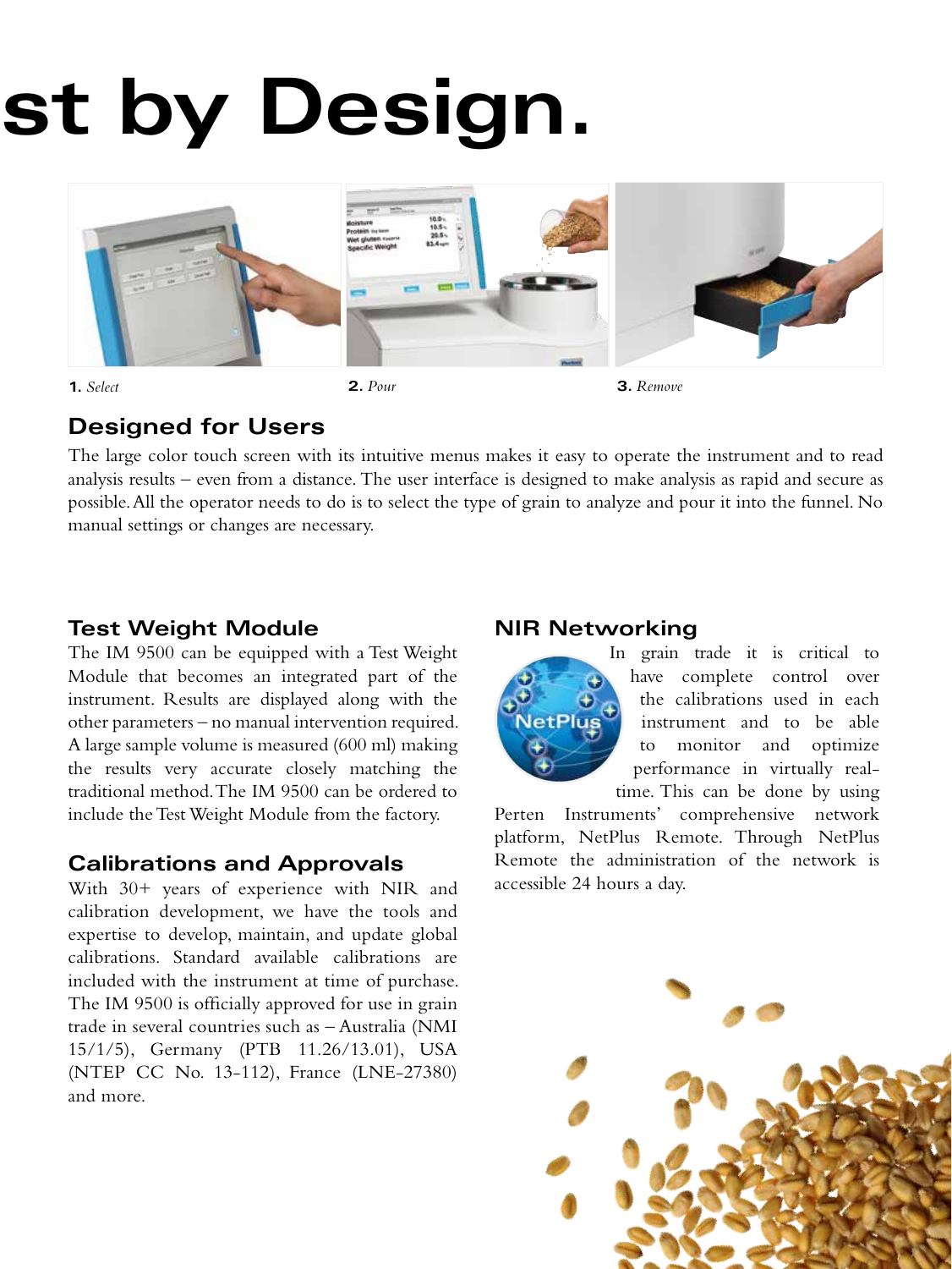# st by Design.

**1.** *Select*

**2.** *Pour*

**3.** *Remove*

## Designed for Users

The large color touch screen with its intuitive menus makes it easy to operate the instrument and to read analysis results – even from a distance. The user interface is designed to make analysis as rapid and secure as possible. All the operator needs to do is to select the type of grain to analyze and pour it into the funnel. No manual settings or changes are necessary.

## Test Weight Module

The IM 9500 can be equipped with a Test Weight Module that becomes an integrated part of the instrument. Results are displayed along with the other parameters – no manual intervention required. A large sample volume is measured (600 ml) making the results very accurate closely matching the traditional method. The IM 9500 can be ordered to include the Test Weight Module from the factory.

## Calibrations and Approvals

With 30+ years of experience with NIR and calibration development, we have the tools and expertise to develop, maintain, and update global calibrations. Standard available calibrations are included with the instrument at time of purchase. The IM 9500 is officially approved for use in grain trade in several countries such as – Australia (NMI 15/1/5), Germany (PTB 11.26/13.01), USA (NTEP CC No. 13-112), France (LNE-27380) and more.

## NIR Networking

In grain trade it is critical to have complete control over the calibrations used in each instrument and to be able to monitor and optimize performance in virtually real-time. This can be done by using Perten Instruments' comprehensive network platform, NetPlus Remote. Through NetPlus Remote the administration of the network is accessible 24 hours a day.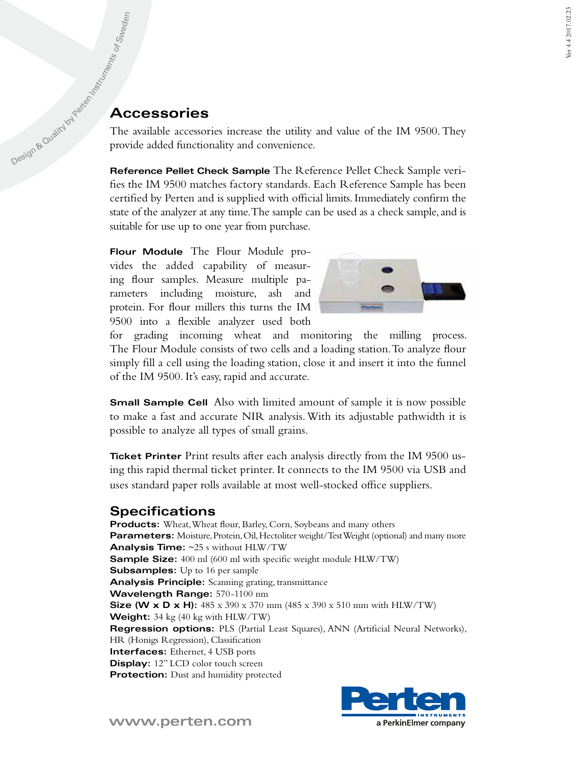## Accessories

The available accessories increase the utility and value of the IM 9500. They provide added functionality and convenience.

**Reference Pellet Check Sample** The Reference Pellet Check Sample verifies the IM 9500 matches factory standards. Each Reference Sample has been certified by Perten and is supplied with official limits. Immediately confirm the state of the analyzer at any time. The sample can be used as a check sample, and is suitable for use up to one year from purchase.

**Flour Module** The Flour Module provides the added capability of measuring flour samples. Measure multiple parameters including moisture, ash and protein. For flour millers this turns the IM 9500 into a flexible analyzer used both for grading incoming wheat and monitoring the milling process. The Flour Module consists of two cells and a loading station. To analyze flour simply fill a cell using the loading station, close it and insert it into the funnel of the IM 9500. It's easy, rapid and accurate.

**Small Sample Cell** Also with limited amount of sample it is now possible to make a fast and accurate NIR analysis. With its adjustable pathwidth it is possible to analyze all types of small grains.

**Ticket Printer** Print results after each analysis directly from the IM 9500 using this rapid thermal ticket printer. It connects to the IM 9500 via USB and uses standard paper rolls available at most well-stocked office suppliers.

## Specifications

**Products:** Wheat, Wheat flour, Barley, Corn, Soybeans and many others
**Parameters:** Moisture, Protein, Oil, Hectoliter weight/Test Weight (optional) and many more
**Analysis Time:** ~25 s without HLW/TW
**Sample Size:** 400 ml (600 ml with specific weight module HLW/TW)
**Subsamples:** Up to 16 per sample
**Analysis Principle:** Scanning grating, transmittance
**Wavelength Range:** 570-1100 nm
**Size (W x D x H):** 485 x 390 x 370 mm (485 x 390 x 510 mm with HLW/TW)
**Weight:** 34 kg (40 kg with HLW/TW)
**Regression options:** PLS (Partial Least Squares), ANN (Artificial Neural Networks), HR (Honigs Regression), Classification
**Interfaces:** Ethernet, 4 USB ports
**Display:** 12" LCD color touch screen
**Protection:** Dust and humidity protected

www.perten.com